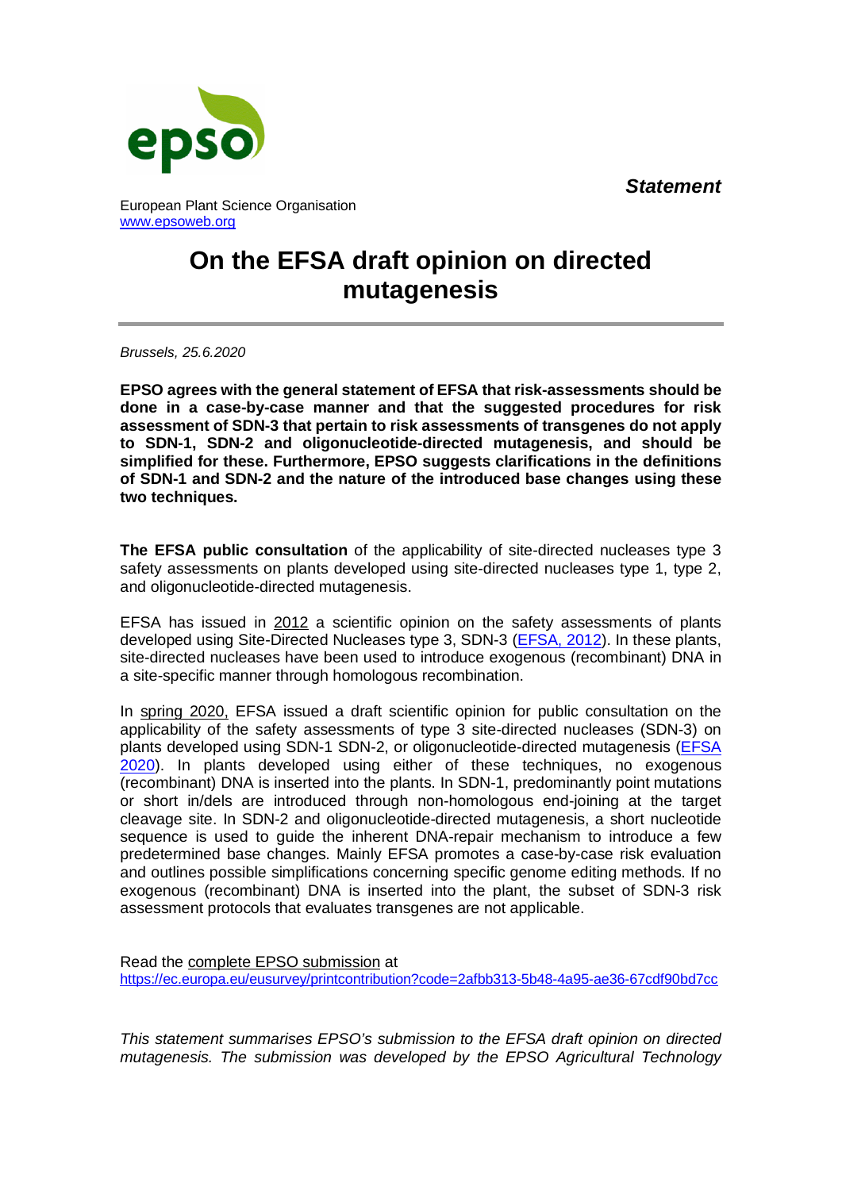*Statement*

European Plant Science Organisation
[www.epsoweb.org](http://www.epsoweb.org)

# On the EFSA draft opinion on directed mutagenesis

*Brussels, 25.6.2020*

**EPSO agrees with the general statement of EFSA that risk-assessments should be done in a case-by-case manner and that the suggested procedures for risk assessment of SDN-3 that pertain to risk assessments of transgenes do not apply to SDN-1, SDN-2 and oligonucleotide-directed mutagenesis, and should be simplified for these. Furthermore, EPSO suggests clarifications in the definitions of SDN-1 and SDN-2 and the nature of the introduced base changes using these two techniques.**

**The EFSA public consultation** of the applicability of site-directed nucleases type 3 safety assessments on plants developed using site-directed nucleases type 1, type 2, and oligonucleotide-directed mutagenesis.

EFSA has issued in 2012 a scientific opinion on the safety assessments of plants developed using Site-Directed Nucleases type 3, SDN-3 (EFSA, 2012). In these plants, site-directed nucleases have been used to introduce exogenous (recombinant) DNA in a site-specific manner through homologous recombination.

In spring 2020, EFSA issued a draft scientific opinion for public consultation on the applicability of the safety assessments of type 3 site-directed nucleases (SDN-3) on plants developed using SDN-1 SDN-2, or oligonucleotide-directed mutagenesis (EFSA 2020). In plants developed using either of these techniques, no exogenous (recombinant) DNA is inserted into the plants. In SDN-1, predominantly point mutations or short in/dels are introduced through non-homologous end-joining at the target cleavage site. In SDN-2 and oligonucleotide-directed mutagenesis, a short nucleotide sequence is used to guide the inherent DNA-repair mechanism to introduce a few predetermined base changes. Mainly EFSA promotes a case-by-case risk evaluation and outlines possible simplifications concerning specific genome editing methods. If no exogenous (recombinant) DNA is inserted into the plant, the subset of SDN-3 risk assessment protocols that evaluates transgenes are not applicable.

Read the complete EPSO submission at
https://ec.europa.eu/eusurvey/printcontribution?code=2afbb313-5b48-4a95-ae36-67cdf90bd7cc

*This statement summarises EPSO's submission to the EFSA draft opinion on directed mutagenesis. The submission was developed by the EPSO Agricultural Technology*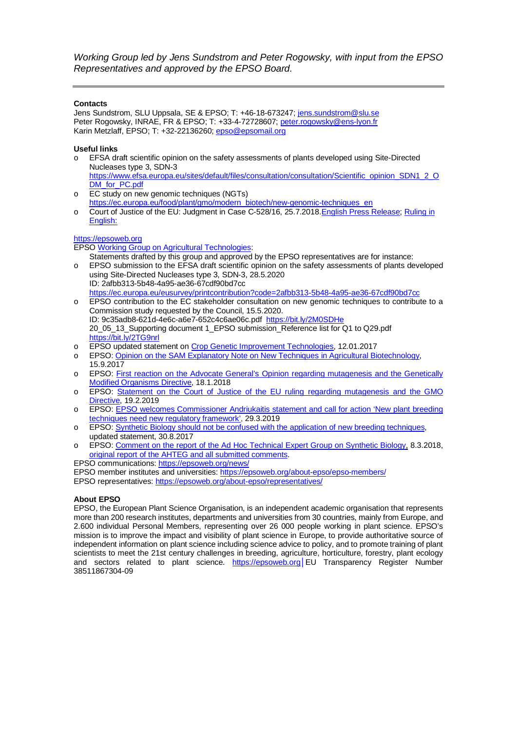*Working Group led by Jens Sundstrom and Peter Rogowsky, with input from the EPSO Representatives and approved by the EPSO Board.*

---

**Contacts**

Jens Sundstrom, SLU Uppsala, SE & EPSO; T: +46-18-673247; jens.sundstrom@slu.se
Peter Rogowsky, INRAE, FR & EPSO; T: +33-4-72728607; peter.rogowsky@ens-lyon.fr
Karin Metzlaff, EPSO; T: +32-22136260; epso@epsomail.org

**Useful links**

- EFSA draft scientific opinion on the safety assessments of plants developed using Site-Directed Nucleases type 3, SDN-3
  https://www.efsa.europa.eu/sites/default/files/consultation/consultation/Scientific_opinion_SDN1_2_ODM_for_PC.pdf
- EC study on new genomic techniques (NGTs)
  https://ec.europa.eu/food/plant/gmo/modern_biotech/new-genomic-techniques_en
- Court of Justice of the EU: Judgment in Case C-528/16, 25.7.2018.English Press Release; Ruling in English:

https://epsoweb.org

EPSO Working Group on Agricultural Technologies:

Statements drafted by this group and approved by the EPSO representatives are for instance:

- EPSO submission to the EFSA draft scientific opinion on the safety assessments of plants developed using Site-Directed Nucleases type 3, SDN-3, 28.5.2020
  ID: 2afbb313-5b48-4a95-ae36-67cdf90bd7cc
  https://ec.europa.eu/eusurvey/printcontribution?code=2afbb313-5b48-4a95-ae36-67cdf90bd7cc
- EPSO contribution to the EC stakeholder consultation on new genomic techniques to contribute to a Commission study requested by the Council, 15.5.2020.
  ID: 9c35adb8-621d-4e6c-a6e7-652c4c6ae06c.pdf https://bit.ly/2M0SDHe
  20_05_13_Supporting document 1_EPSO submission_Reference list for Q1 to Q29.pdf
  https://bit.ly/2TG9nrl
- EPSO updated statement on Crop Genetic Improvement Technologies, 12.01.2017
- EPSO: Opinion on the SAM Explanatory Note on New Techniques in Agricultural Biotechnology, 15.9.2017
- EPSO: First reaction on the Advocate General's Opinion regarding mutagenesis and the Genetically Modified Organisms Directive, 18.1.2018
- EPSO: Statement on the Court of Justice of the EU ruling regarding mutagenesis and the GMO Directive, 19.2.2019
- EPSO: EPSO welcomes Commissioner Andriukaitis statement and call for action 'New plant breeding techniques need new regulatory framework', 29.3.2019
- EPSO: Synthetic Biology should not be confused with the application of new breeding techniques, updated statement, 30.8.2017
- EPSO: Comment on the report of the Ad Hoc Technical Expert Group on Synthetic Biology, 8.3.2018, original report of the AHTEG and all submitted comments.

EPSO communications: https://epsoweb.org/news/
EPSO member institutes and universities: https://epsoweb.org/about-epso/epso-members/
EPSO representatives: https://epsoweb.org/about-epso/representatives/

**About EPSO**

EPSO, the European Plant Science Organisation, is an independent academic organisation that represents more than 200 research institutes, departments and universities from 30 countries, mainly from Europe, and 2.600 individual Personal Members, representing over 26 000 people working in plant science. EPSO's mission is to improve the impact and visibility of plant science in Europe, to provide authoritative source of independent information on plant science including science advice to policy, and to promote training of plant scientists to meet the 21st century challenges in breeding, agriculture, horticulture, forestry, plant ecology and sectors related to plant science. https://epsoweb.org | EU Transparency Register Number 38511867304-09